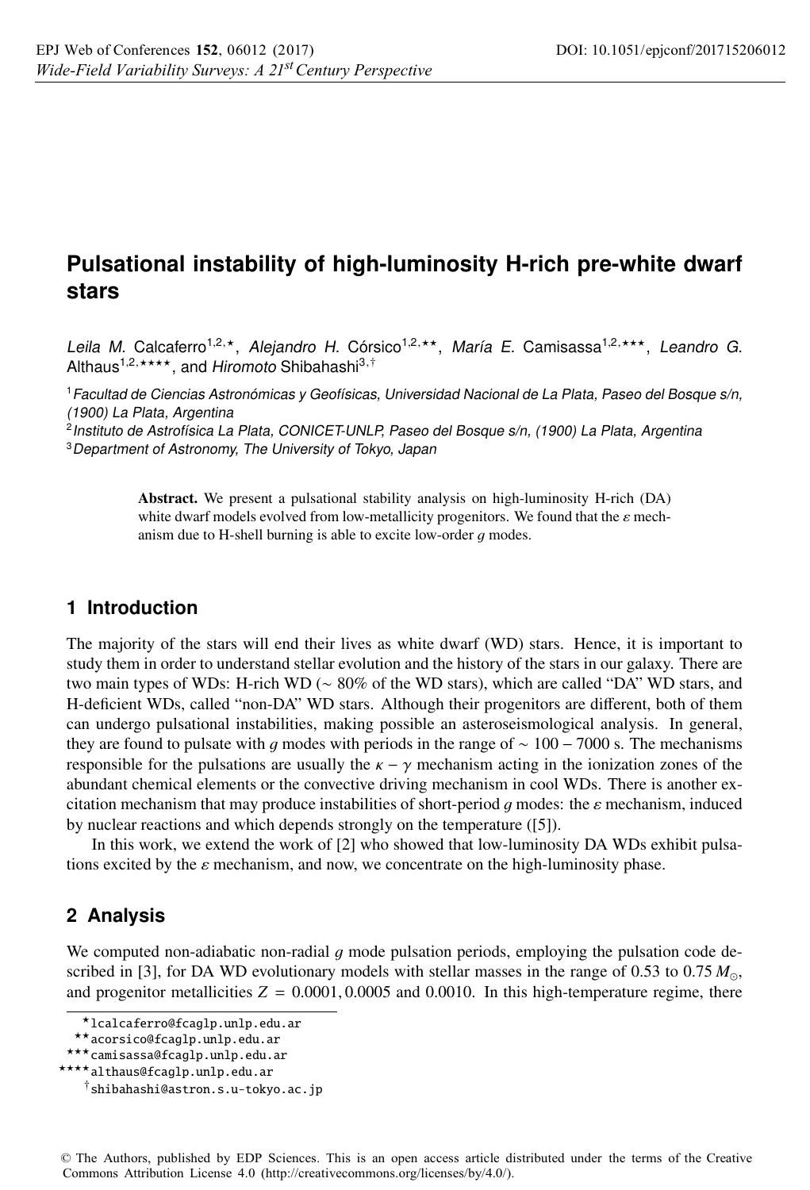# Pulsational instability of high-luminosity H-rich pre-white dwarf stars

*Leila M.* Calcaferro[1,2,⋆], *Alejandro H.* Córsico[1,2,⋆⋆], *María E.* Camisassa[1,2,⋆⋆⋆], *Leandro G.* Althaus[1,2,⋆⋆⋆⋆], and *Hiromoto* Shibahashi[3,†]

[1] *Facultad de Ciencias Astronómicas y Geofísicas, Universidad Nacional de La Plata, Paseo del Bosque s/n, (1900) La Plata, Argentina*

[2] *Instituto de Astrofísica La Plata, CONICET-UNLP, Paseo del Bosque s/n, (1900) La Plata, Argentina*

[3] *Department of Astronomy, The University of Tokyo, Japan*

**Abstract.** We present a pulsational stability analysis on high-luminosity H-rich (DA) white dwarf models evolved from low-metallicity progenitors. We found that the $\varepsilon$ mechanism due to H-shell burning is able to excite low-order $g$ modes.

## 1 Introduction

The majority of the stars will end their lives as white dwarf (WD) stars. Hence, it is important to study them in order to understand stellar evolution and the history of the stars in our galaxy. There are two main types of WDs: H-rich WD ($\sim$ 80% of the WD stars), which are called "DA" WD stars, and H-deficient WDs, called "non-DA" WD stars. Although their progenitors are different, both of them can undergo pulsational instabilities, making possible an asteroseismological analysis. In general, they are found to pulsate with $g$ modes with periods in the range of $\sim 100 - 7000$ s. The mechanisms responsible for the pulsations are usually the $\kappa - \gamma$ mechanism acting in the ionization zones of the abundant chemical elements or the convective driving mechanism in cool WDs. There is another excitation mechanism that may produce instabilities of short-period $g$ modes: the $\varepsilon$ mechanism, induced by nuclear reactions and which depends strongly on the temperature ([5]).

In this work, we extend the work of [2] who showed that low-luminosity DA WDs exhibit pulsations excited by the $\varepsilon$ mechanism, and now, we concentrate on the high-luminosity phase.

## 2 Analysis

We computed non-adiabatic non-radial $g$ mode pulsation periods, employing the pulsation code described in [3], for DA WD evolutionary models with stellar masses in the range of 0.53 to 0.75 $M_{\odot}$, and progenitor metallicities $Z = 0.0001, 0.0005$ and $0.0010$. In this high-temperature regime, there

⋆lcalcaferro@fcaglp.unlp.edu.ar

⋆⋆acorsico@fcaglp.unlp.edu.ar

⋆⋆⋆camisassa@fcaglp.unlp.edu.ar

⋆⋆⋆⋆althaus@fcaglp.unlp.edu.ar

†shibahashi@astron.s.u-tokyo.ac.jp

© The Authors, published by EDP Sciences. This is an open access article distributed under the terms of the Creative Commons Attribution License 4.0 (http://creativecommons.org/licenses/by/4.0/).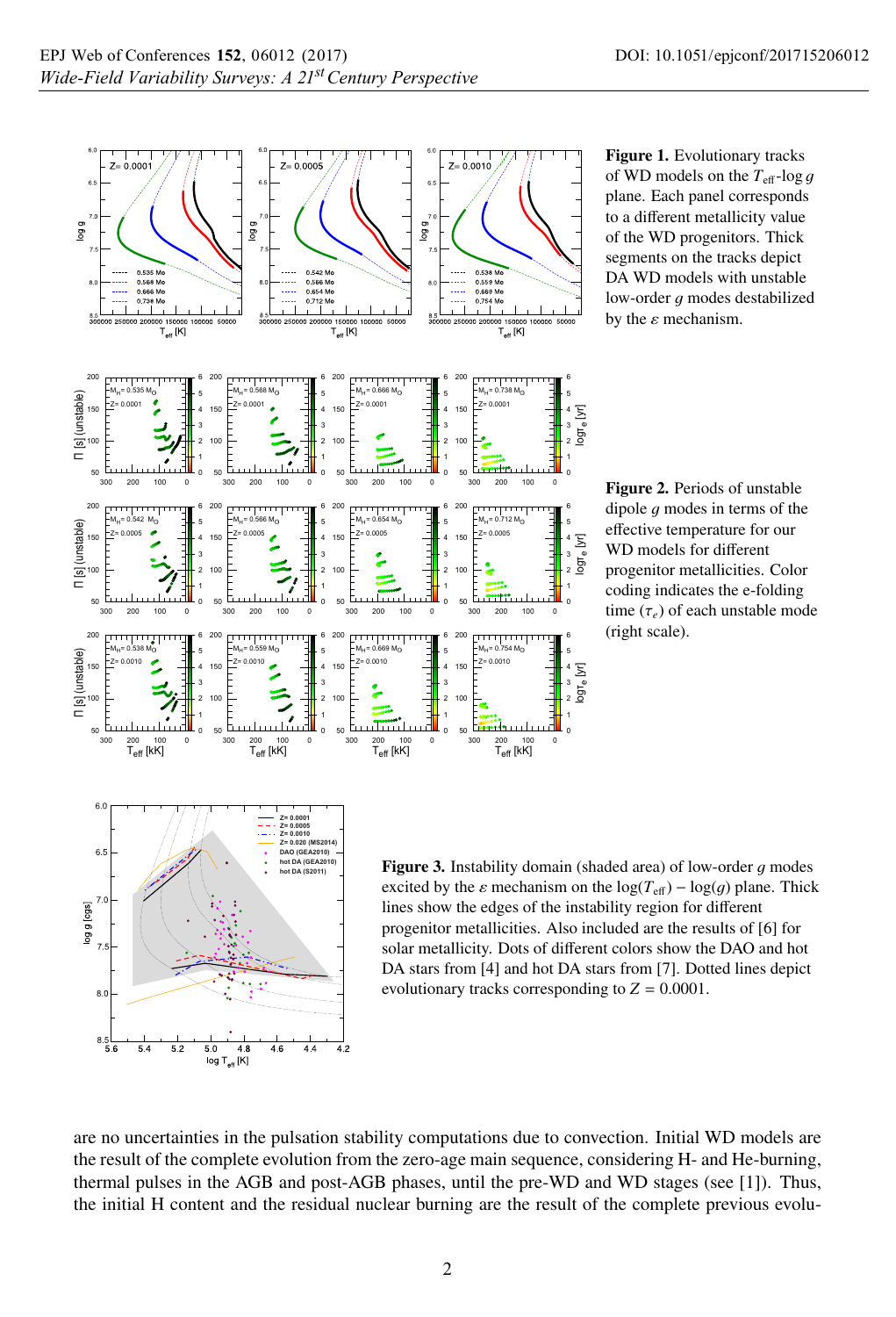**Figure 1.** Evolutionary tracks of WD models on the $T_{\rm eff}$-$\log g$ plane. Each panel corresponds to a different metallicity value of the WD progenitors. Thick segments on the tracks depict DA WD models with unstable low-order $g$ modes destabilized by the $\varepsilon$ mechanism.

**Figure 2.** Periods of unstable dipole $g$ modes in terms of the effective temperature for our WD models for different progenitor metallicities. Color coding indicates the e-folding time ($\tau_e$) of each unstable mode (right scale).

**Figure 3.** Instability domain (shaded area) of low-order $g$ modes excited by the $\varepsilon$ mechanism on the $\log(T_{\rm eff}) - \log(g)$ plane. Thick lines show the edges of the instability region for different progenitor metallicities. Also included are the results of [6] for solar metallicity. Dots of different colors show the DAO and hot DA stars from [4] and hot DA stars from [7]. Dotted lines depict evolutionary tracks corresponding to $Z = 0.0001$.

are no uncertainties in the pulsation stability computations due to convection. Initial WD models are the result of the complete evolution from the zero-age main sequence, considering H- and He-burning, thermal pulses in the AGB and post-AGB phases, until the pre-WD and WD stages (see [1]). Thus, the initial H content and the residual nuclear burning are the result of the complete previous evolu-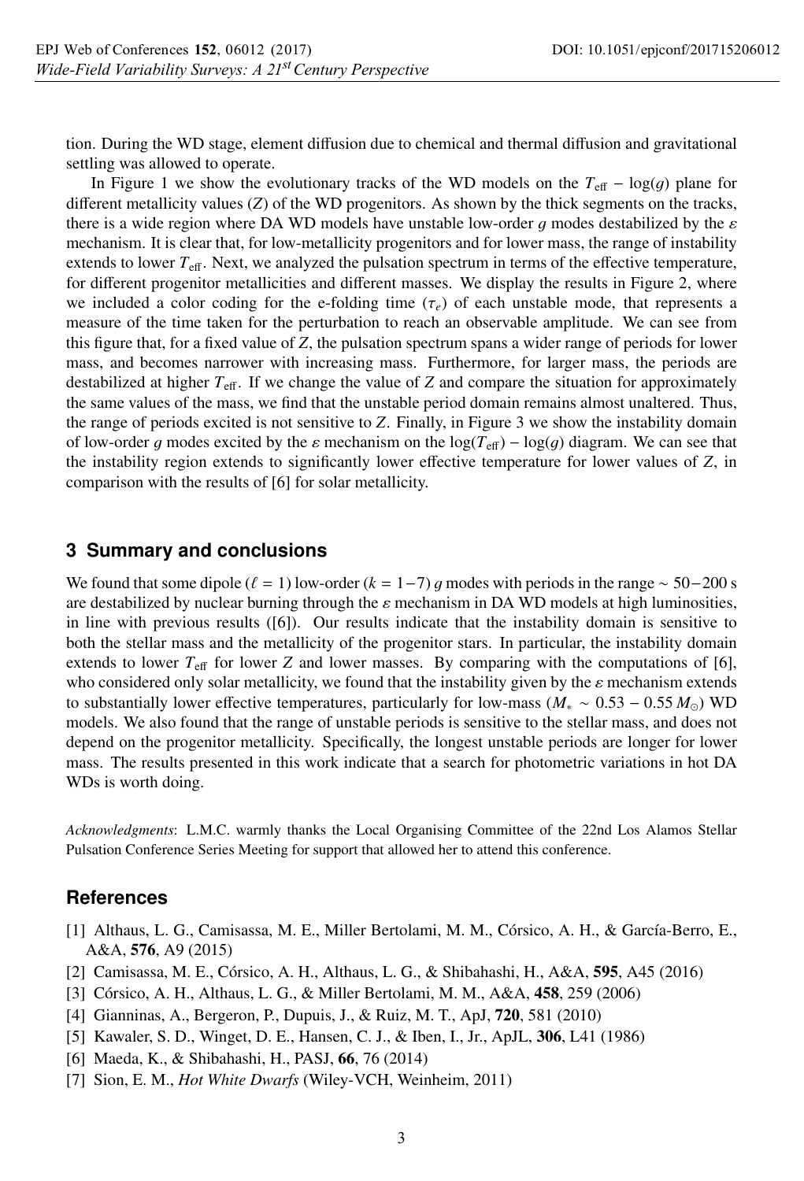tion. During the WD stage, element diffusion due to chemical and thermal diffusion and gravitational settling was allowed to operate.

In Figure 1 we show the evolutionary tracks of the WD models on the $T_{\rm eff} - \log(g)$ plane for different metallicity values ($Z$) of the WD progenitors. As shown by the thick segments on the tracks, there is a wide region where DA WD models have unstable low-order $g$ modes destabilized by the $\varepsilon$ mechanism. It is clear that, for low-metallicity progenitors and for lower mass, the range of instability extends to lower $T_{\rm eff}$. Next, we analyzed the pulsation spectrum in terms of the effective temperature, for different progenitor metallicities and different masses. We display the results in Figure 2, where we included a color coding for the e-folding time ($\tau_e$) of each unstable mode, that represents a measure of the time taken for the perturbation to reach an observable amplitude. We can see from this figure that, for a fixed value of $Z$, the pulsation spectrum spans a wider range of periods for lower mass, and becomes narrower with increasing mass. Furthermore, for larger mass, the periods are destabilized at higher $T_{\rm eff}$. If we change the value of $Z$ and compare the situation for approximately the same values of the mass, we find that the unstable period domain remains almost unaltered. Thus, the range of periods excited is not sensitive to $Z$. Finally, in Figure 3 we show the instability domain of low-order $g$ modes excited by the $\varepsilon$ mechanism on the $\log(T_{\rm eff}) - \log(g)$ diagram. We can see that the instability region extends to significantly lower effective temperature for lower values of $Z$, in comparison with the results of [6] for solar metallicity.

## 3 Summary and conclusions

We found that some dipole ($\ell = 1$) low-order ($k = 1-7$) $g$ modes with periods in the range $\sim 50-200$ s are destabilized by nuclear burning through the $\varepsilon$ mechanism in DA WD models at high luminosities, in line with previous results ([6]). Our results indicate that the instability domain is sensitive to both the stellar mass and the metallicity of the progenitor stars. In particular, the instability domain extends to lower $T_{\rm eff}$ for lower $Z$ and lower masses. By comparing with the computations of [6], who considered only solar metallicity, we found that the instability given by the $\varepsilon$ mechanism extends to substantially lower effective temperatures, particularly for low-mass ($M_* \sim 0.53 - 0.55\,M_\odot$) WD models. We also found that the range of unstable periods is sensitive to the stellar mass, and does not depend on the progenitor metallicity. Specifically, the longest unstable periods are longer for lower mass. The results presented in this work indicate that a search for photometric variations in hot DA WDs is worth doing.

*Acknowledgments*: L.M.C. warmly thanks the Local Organising Committee of the 22nd Los Alamos Stellar Pulsation Conference Series Meeting for support that allowed her to attend this conference.

## References

[1] Althaus, L. G., Camisassa, M. E., Miller Bertolami, M. M., Córsico, A. H., & García-Berro, E., A&A, **576**, A9 (2015)

[2] Camisassa, M. E., Córsico, A. H., Althaus, L. G., & Shibahashi, H., A&A, **595**, A45 (2016)

[3] Córsico, A. H., Althaus, L. G., & Miller Bertolami, M. M., A&A, **458**, 259 (2006)

[4] Gianninas, A., Bergeron, P., Dupuis, J., & Ruiz, M. T., ApJ, **720**, 581 (2010)

[5] Kawaler, S. D., Winget, D. E., Hansen, C. J., & Iben, I., Jr., ApJL, **306**, L41 (1986)

[6] Maeda, K., & Shibahashi, H., PASJ, **66**, 76 (2014)

[7] Sion, E. M., *Hot White Dwarfs* (Wiley-VCH, Weinheim, 2011)